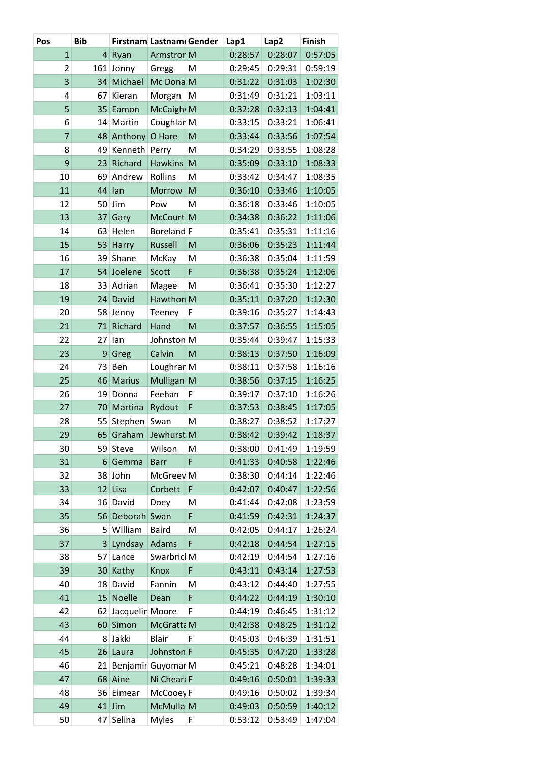| Pos | Bib | Firstnam | Lastnam | Gender | Lap1 | Lap2 | Finish |
|---|---|---|---|---|---|---|---|
| 1 | 4 | Ryan | Armstror | M | 0:28:57 | 0:28:07 | 0:57:05 |
| 2 | 161 | Jonny | Gregg | M | 0:29:45 | 0:29:31 | 0:59:19 |
| 3 | 34 | Michael | Mc Dona | M | 0:31:22 | 0:31:03 | 1:02:30 |
| 4 | 67 | Kieran | Morgan | M | 0:31:49 | 0:31:21 | 1:03:11 |
| 5 | 35 | Eamon | McCaigh | M | 0:32:28 | 0:32:13 | 1:04:41 |
| 6 | 14 | Martin | Coughlar | M | 0:33:15 | 0:33:21 | 1:06:41 |
| 7 | 48 | Anthony | O Hare | M | 0:33:44 | 0:33:56 | 1:07:54 |
| 8 | 49 | Kenneth | Perry | M | 0:34:29 | 0:33:55 | 1:08:28 |
| 9 | 23 | Richard | Hawkins | M | 0:35:09 | 0:33:10 | 1:08:33 |
| 10 | 69 | Andrew | Rollins | M | 0:33:42 | 0:34:47 | 1:08:35 |
| 11 | 44 | Ian | Morrow | M | 0:36:10 | 0:33:46 | 1:10:05 |
| 12 | 50 | Jim | Pow | M | 0:36:18 | 0:33:46 | 1:10:05 |
| 13 | 37 | Gary | McCourt | M | 0:34:38 | 0:36:22 | 1:11:06 |
| 14 | 63 | Helen | Boreland | F | 0:35:41 | 0:35:31 | 1:11:16 |
| 15 | 53 | Harry | Russell | M | 0:36:06 | 0:35:23 | 1:11:44 |
| 16 | 39 | Shane | McKay | M | 0:36:38 | 0:35:04 | 1:11:59 |
| 17 | 54 | Joelene | Scott | F | 0:36:38 | 0:35:24 | 1:12:06 |
| 18 | 33 | Adrian | Magee | M | 0:36:41 | 0:35:30 | 1:12:27 |
| 19 | 24 | David | Hawthor | M | 0:35:11 | 0:37:20 | 1:12:30 |
| 20 | 58 | Jenny | Teeney | F | 0:39:16 | 0:35:27 | 1:14:43 |
| 21 | 71 | Richard | Hand | M | 0:37:57 | 0:36:55 | 1:15:05 |
| 22 | 27 | Ian | Johnston | M | 0:35:44 | 0:39:47 | 1:15:33 |
| 23 | 9 | Greg | Calvin | M | 0:38:13 | 0:37:50 | 1:16:09 |
| 24 | 73 | Ben | Loughrar | M | 0:38:11 | 0:37:58 | 1:16:16 |
| 25 | 46 | Marius | Mulligan | M | 0:38:56 | 0:37:15 | 1:16:25 |
| 26 | 19 | Donna | Feehan | F | 0:39:17 | 0:37:10 | 1:16:26 |
| 27 | 70 | Martina | Rydout | F | 0:37:53 | 0:38:45 | 1:17:05 |
| 28 | 55 | Stephen | Swan | M | 0:38:27 | 0:38:52 | 1:17:27 |
| 29 | 65 | Graham | Jewhurst | M | 0:38:42 | 0:39:42 | 1:18:37 |
| 30 | 59 | Steve | Wilson | M | 0:38:00 | 0:41:49 | 1:19:59 |
| 31 | 6 | Gemma | Barr | F | 0:41:33 | 0:40:58 | 1:22:46 |
| 32 | 38 | John | McGreev | M | 0:38:30 | 0:44:14 | 1:22:46 |
| 33 | 12 | Lisa | Corbett | F | 0:42:07 | 0:40:47 | 1:22:56 |
| 34 | 16 | David | Doey | M | 0:41:44 | 0:42:08 | 1:23:59 |
| 35 | 56 | Deborah | Swan | F | 0:41:59 | 0:42:31 | 1:24:37 |
| 36 | 5 | William | Baird | M | 0:42:05 | 0:44:17 | 1:26:24 |
| 37 | 3 | Lyndsay | Adams | F | 0:42:18 | 0:44:54 | 1:27:15 |
| 38 | 57 | Lance | Swarbricl | M | 0:42:19 | 0:44:54 | 1:27:16 |
| 39 | 30 | Kathy | Knox | F | 0:43:11 | 0:43:14 | 1:27:53 |
| 40 | 18 | David | Fannin | M | 0:43:12 | 0:44:40 | 1:27:55 |
| 41 | 15 | Noelle | Dean | F | 0:44:22 | 0:44:19 | 1:30:10 |
| 42 | 62 | Jacquelin | Moore | F | 0:44:19 | 0:46:45 | 1:31:12 |
| 43 | 60 | Simon | McGratta | M | 0:42:38 | 0:48:25 | 1:31:12 |
| 44 | 8 | Jakki | Blair | F | 0:45:03 | 0:46:39 | 1:31:51 |
| 45 | 26 | Laura | Johnston | F | 0:45:35 | 0:47:20 | 1:33:28 |
| 46 | 21 | Benjamir | Guyomar | M | 0:45:21 | 0:48:28 | 1:34:01 |
| 47 | 68 | Aine | Ni Cheara | F | 0:49:16 | 0:50:01 | 1:39:33 |
| 48 | 36 | Eimear | McCooey | F | 0:49:16 | 0:50:02 | 1:39:34 |
| 49 | 41 | Jim | McMulla | M | 0:49:03 | 0:50:59 | 1:40:12 |
| 50 | 47 | Selina | Myles | F | 0:53:12 | 0:53:49 | 1:47:04 |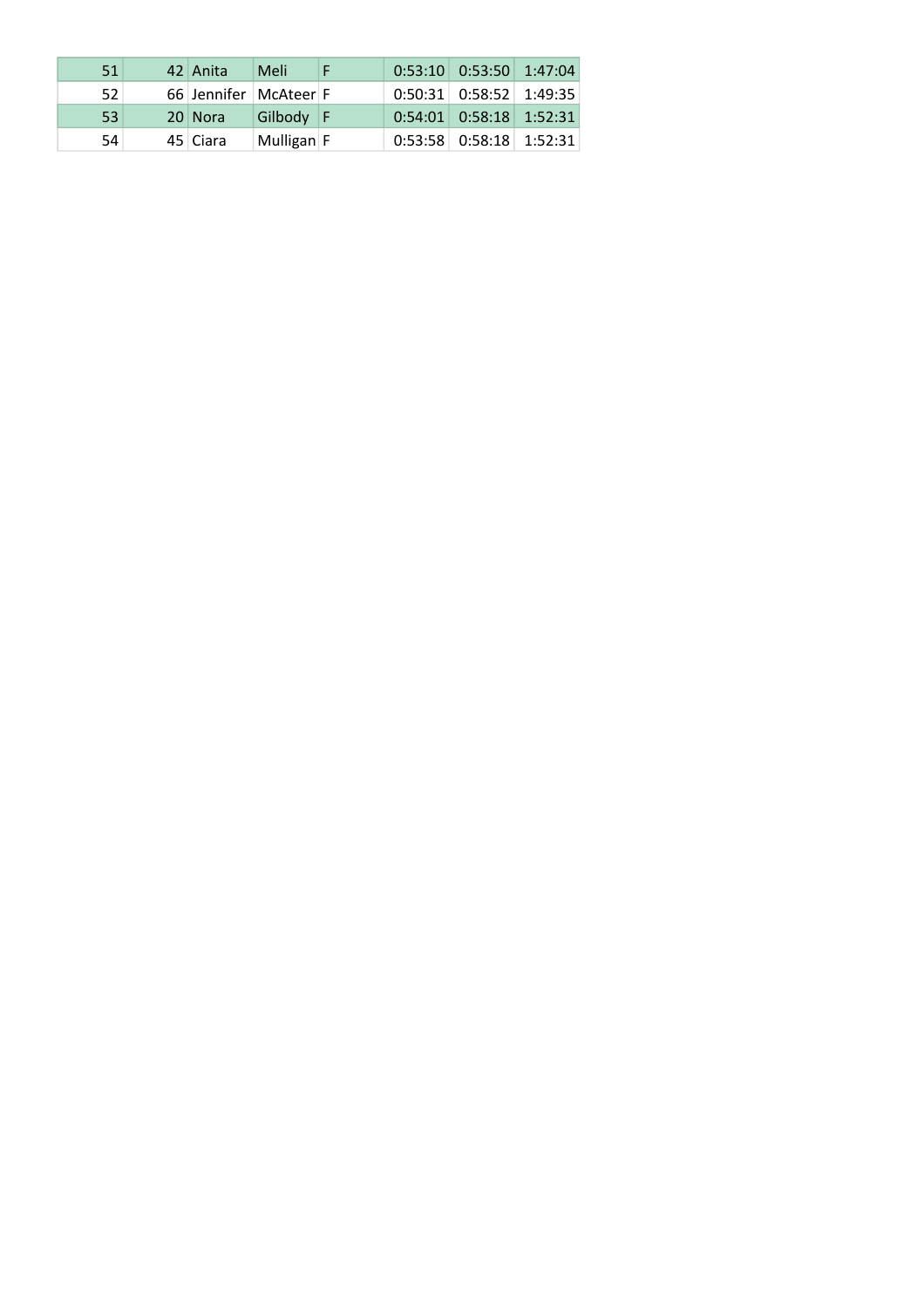| | | | | | | | | |
|---|---|---|---|---|---|---|---|---|
| 51 | 42 | Anita | Meli | F | | 0:53:10 | 0:53:50 | 1:47:04 |
| 52 | 66 | Jennifer | McAteer | F | | 0:50:31 | 0:58:52 | 1:49:35 |
| 53 | 20 | Nora | Gilbody | F | | 0:54:01 | 0:58:18 | 1:52:31 |
| 54 | 45 | Ciara | Mulligan | F | | 0:53:58 | 0:58:18 | 1:52:31 |